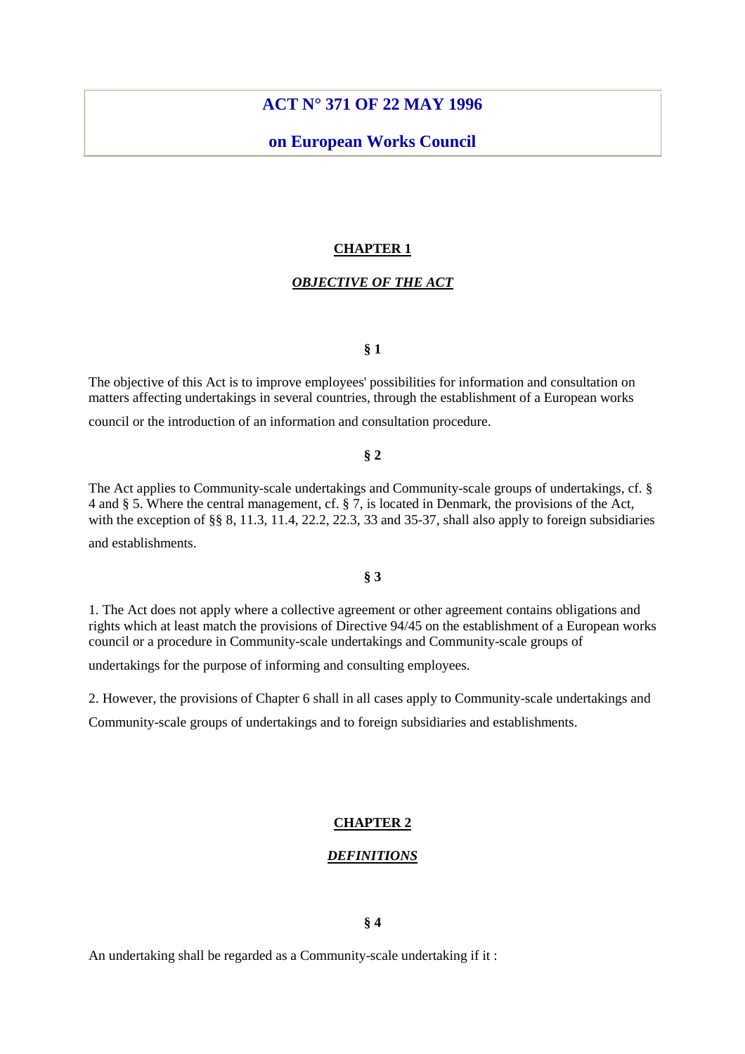# ACT N° 371 OF 22 MAY 1996

# on European Works Council

## CHAPTER 1

### *OBJECTIVE OF THE ACT*

**§ 1**

The objective of this Act is to improve employees' possibilities for information and consultation on matters affecting undertakings in several countries, through the establishment of a European works council or the introduction of an information and consultation procedure.

**§ 2**

The Act applies to Community-scale undertakings and Community-scale groups of undertakings, cf. § 4 and § 5. Where the central management, cf. § 7, is located in Denmark, the provisions of the Act, with the exception of §§ 8, 11.3, 11.4, 22.2, 22.3, 33 and 35-37, shall also apply to foreign subsidiaries and establishments.

**§ 3**

1. The Act does not apply where a collective agreement or other agreement contains obligations and rights which at least match the provisions of Directive 94/45 on the establishment of a European works council or a procedure in Community-scale undertakings and Community-scale groups of undertakings for the purpose of informing and consulting employees.

2. However, the provisions of Chapter 6 shall in all cases apply to Community-scale undertakings and Community-scale groups of undertakings and to foreign subsidiaries and establishments.

## CHAPTER 2

### *DEFINITIONS*

**§ 4**

An undertaking shall be regarded as a Community-scale undertaking if it :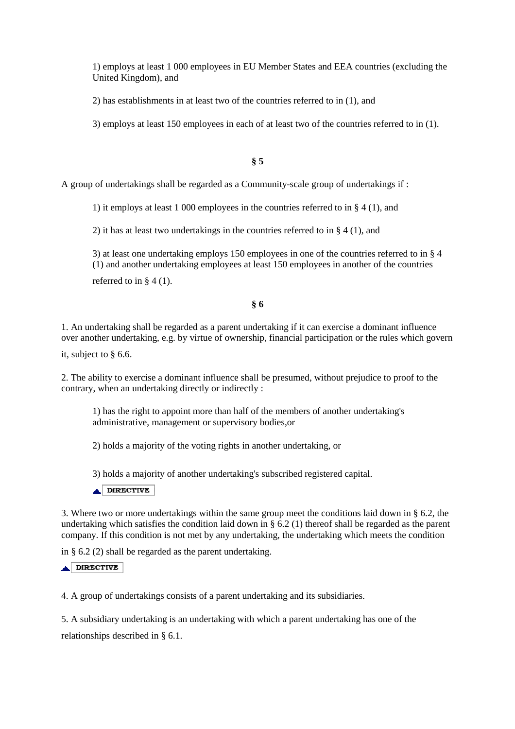1) employs at least 1 000 employees in EU Member States and EEA countries (excluding the United Kingdom), and

2) has establishments in at least two of the countries referred to in (1), and

3) employs at least 150 employees in each of at least two of the countries referred to in (1).

**§ 5**

A group of undertakings shall be regarded as a Community-scale group of undertakings if :

1) it employs at least 1 000 employees in the countries referred to in § 4 (1), and

2) it has at least two undertakings in the countries referred to in § 4 (1), and

3) at least one undertaking employs 150 employees in one of the countries referred to in § 4 (1) and another undertaking employees at least 150 employees in another of the countries referred to in § 4 (1).

**§ 6**

1. An undertaking shall be regarded as a parent undertaking if it can exercise a dominant influence over another undertaking, e.g. by virtue of ownership, financial participation or the rules which govern it, subject to § 6.6.

2. The ability to exercise a dominant influence shall be presumed, without prejudice to proof to the contrary, when an undertaking directly or indirectly :

1) has the right to appoint more than half of the members of another undertaking's administrative, management or supervisory bodies,or

2) holds a majority of the voting rights in another undertaking, or

3) holds a majority of another undertaking's subscribed registered capital.

DIRECTIVE

3. Where two or more undertakings within the same group meet the conditions laid down in § 6.2, the undertaking which satisfies the condition laid down in § 6.2 (1) thereof shall be regarded as the parent company. If this condition is not met by any undertaking, the undertaking which meets the condition in § 6.2 (2) shall be regarded as the parent undertaking.

DIRECTIVE

4. A group of undertakings consists of a parent undertaking and its subsidiaries.

5. A subsidiary undertaking is an undertaking with which a parent undertaking has one of the relationships described in § 6.1.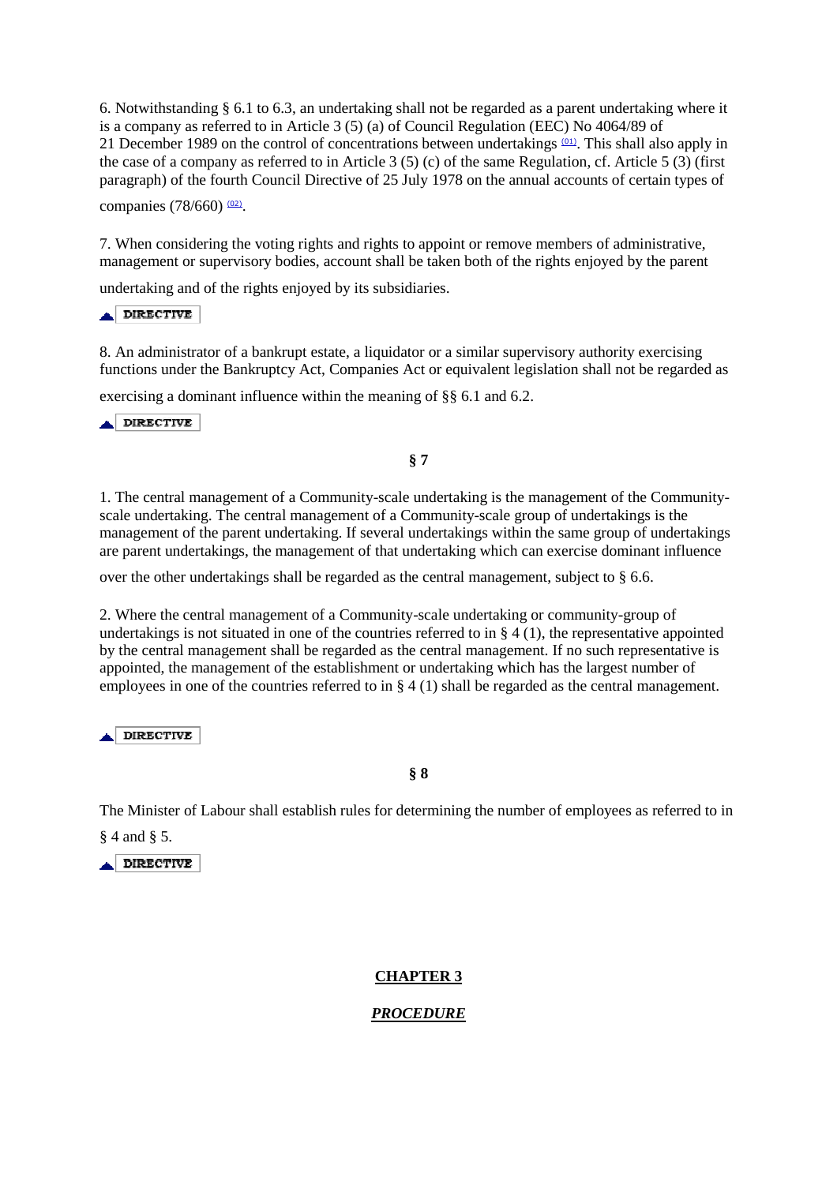6. Notwithstanding § 6.1 to 6.3, an undertaking shall not be regarded as a parent undertaking where it is a company as referred to in Article 3 (5) (a) of Council Regulation (EEC) No 4064/89 of 21 December 1989 on the control of concentrations between undertakings [01]. This shall also apply in the case of a company as referred to in Article 3 (5) (c) of the same Regulation, cf. Article 5 (3) (first paragraph) of the fourth Council Directive of 25 July 1978 on the annual accounts of certain types of companies (78/660) [02].

7. When considering the voting rights and rights to appoint or remove members of administrative, management or supervisory bodies, account shall be taken both of the rights enjoyed by the parent undertaking and of the rights enjoyed by its subsidiaries.

DIRECTIVE

8. An administrator of a bankrupt estate, a liquidator or a similar supervisory authority exercising functions under the Bankruptcy Act, Companies Act or equivalent legislation shall not be regarded as exercising a dominant influence within the meaning of §§ 6.1 and 6.2.

DIRECTIVE

**§ 7**

1. The central management of a Community-scale undertaking is the management of the Community-scale undertaking. The central management of a Community-scale group of undertakings is the management of the parent undertaking. If several undertakings within the same group of undertakings are parent undertakings, the management of that undertaking which can exercise dominant influence over the other undertakings shall be regarded as the central management, subject to § 6.6.

2. Where the central management of a Community-scale undertaking or community-group of undertakings is not situated in one of the countries referred to in § 4 (1), the representative appointed by the central management shall be regarded as the central management. If no such representative is appointed, the management of the establishment or undertaking which has the largest number of employees in one of the countries referred to in § 4 (1) shall be regarded as the central management.

DIRECTIVE

**§ 8**

The Minister of Labour shall establish rules for determining the number of employees as referred to in § 4 and § 5.

DIRECTIVE

## CHAPTER 3

### *PROCEDURE*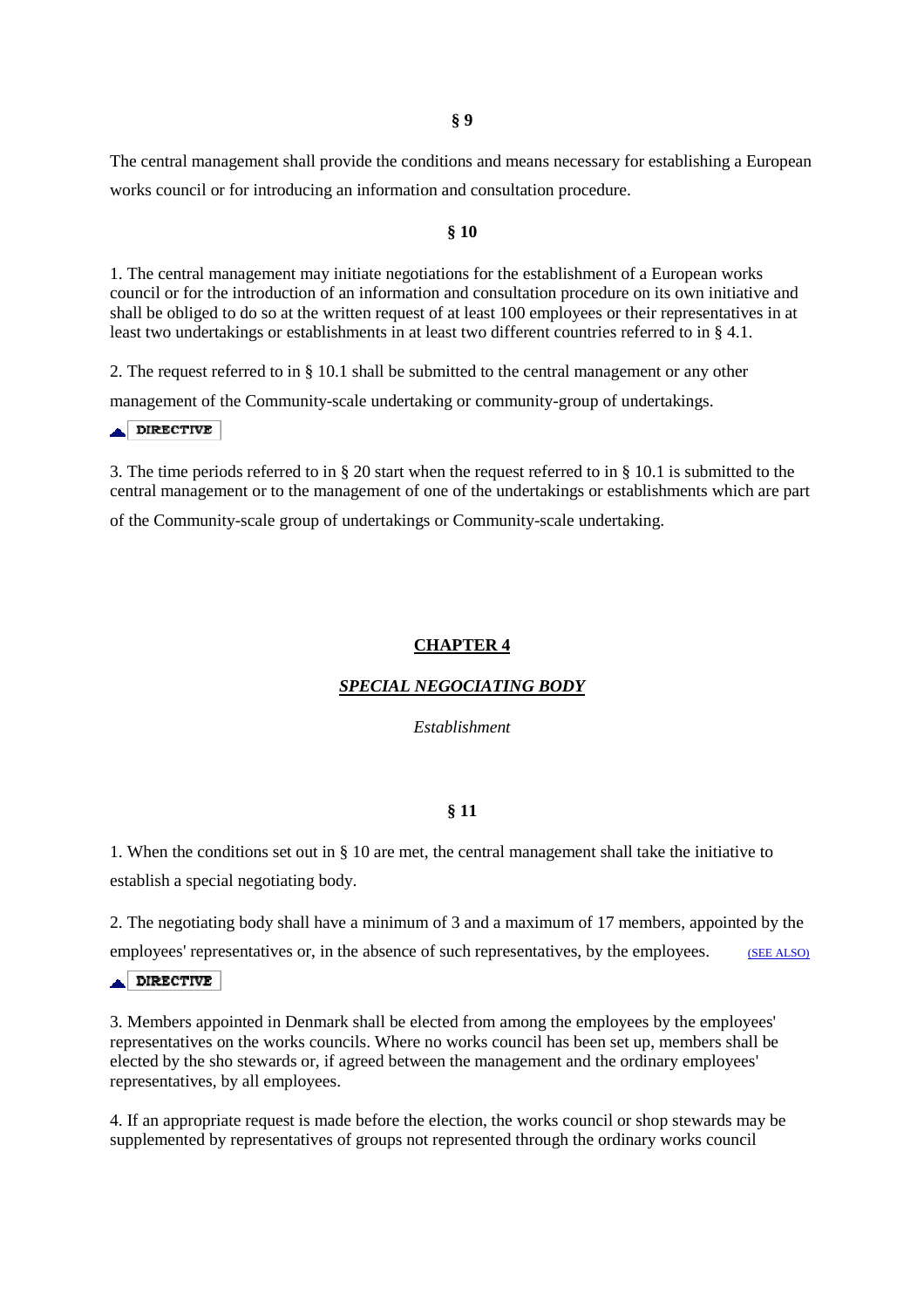**§ 9**

The central management shall provide the conditions and means necessary for establishing a European works council or for introducing an information and consultation procedure.

**§ 10**

1. The central management may initiate negotiations for the establishment of a European works council or for the introduction of an information and consultation procedure on its own initiative and shall be obliged to do so at the written request of at least 100 employees or their representatives in at least two undertakings or establishments in at least two different countries referred to in § 4.1.

2. The request referred to in § 10.1 shall be submitted to the central management or any other management of the Community-scale undertaking or community-group of undertakings.

DIRECTIVE

3. The time periods referred to in § 20 start when the request referred to in § 10.1 is submitted to the central management or to the management of one of the undertakings or establishments which are part of the Community-scale group of undertakings or Community-scale undertaking.

## CHAPTER 4

### *SPECIAL NEGOCIATING BODY*

*Establishment*

**§ 11**

1. When the conditions set out in § 10 are met, the central management shall take the initiative to establish a special negotiating body.

2. The negotiating body shall have a minimum of 3 and a maximum of 17 members, appointed by the employees' representatives or, in the absence of such representatives, by the employees. (SEE ALSO)

DIRECTIVE

3. Members appointed in Denmark shall be elected from among the employees by the employees' representatives on the works councils. Where no works council has been set up, members shall be elected by the sho stewards or, if agreed between the management and the ordinary employees' representatives, by all employees.

4. If an appropriate request is made before the election, the works council or shop stewards may be supplemented by representatives of groups not represented through the ordinary works council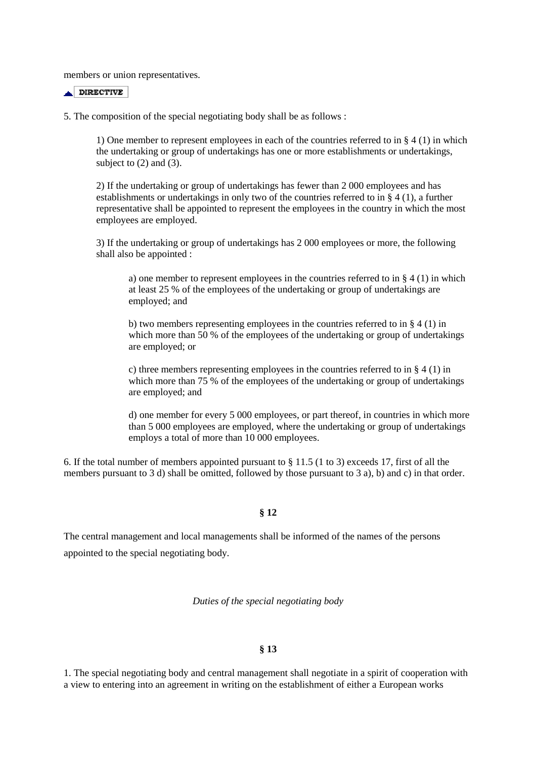members or union representatives.

DIRECTIVE

5. The composition of the special negotiating body shall be as follows :

> 1) One member to represent employees in each of the countries referred to in § 4 (1) in which the undertaking or group of undertakings has one or more establishments or undertakings, subject to (2) and (3).
>
> 2) If the undertaking or group of undertakings has fewer than 2 000 employees and has establishments or undertakings in only two of the countries referred to in § 4 (1), a further representative shall be appointed to represent the employees in the country in which the most employees are employed.
>
> 3) If the undertaking or group of undertakings has 2 000 employees or more, the following shall also be appointed :
>
> > a) one member to represent employees in the countries referred to in § 4 (1) in which at least 25 % of the employees of the undertaking or group of undertakings are employed; and
> >
> > b) two members representing employees in the countries referred to in § 4 (1) in which more than 50 % of the employees of the undertaking or group of undertakings are employed; or
> >
> > c) three members representing employees in the countries referred to in § 4 (1) in which more than 75 % of the employees of the undertaking or group of undertakings are employed; and
> >
> > d) one member for every 5 000 employees, or part thereof, in countries in which more than 5 000 employees are employed, where the undertaking or group of undertakings employs a total of more than 10 000 employees.

6. If the total number of members appointed pursuant to § 11.5 (1 to 3) exceeds 17, first of all the members pursuant to 3 d) shall be omitted, followed by those pursuant to 3 a), b) and c) in that order.

**§ 12**

The central management and local managements shall be informed of the names of the persons appointed to the special negotiating body.

*Duties of the special negotiating body*

**§ 13**

1. The special negotiating body and central management shall negotiate in a spirit of cooperation with a view to entering into an agreement in writing on the establishment of either a European works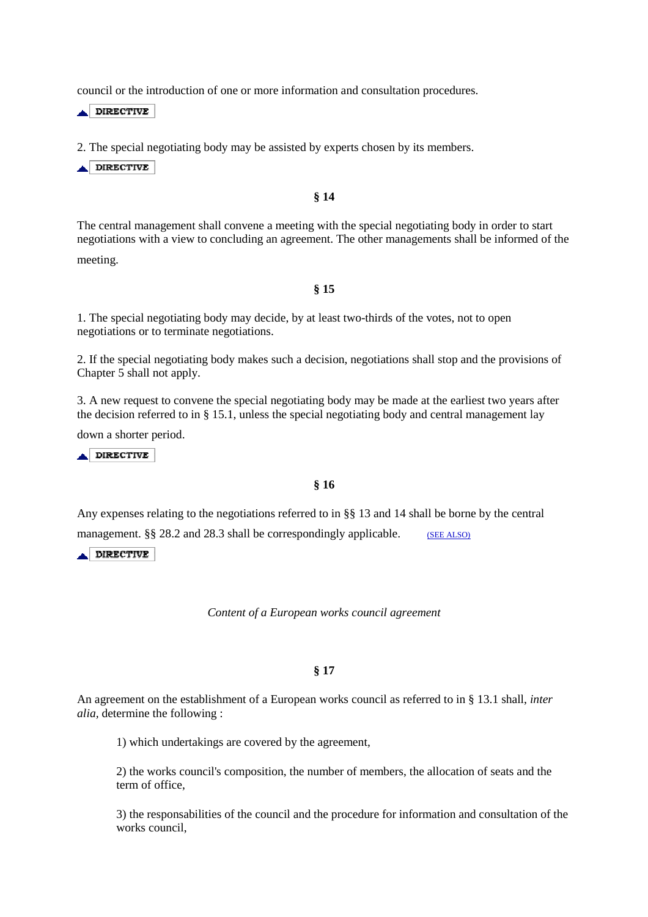council or the introduction of one or more information and consultation procedures.

DIRECTIVE

2. The special negotiating body may be assisted by experts chosen by its members.

DIRECTIVE

### § 14

The central management shall convene a meeting with the special negotiating body in order to start negotiations with a view to concluding an agreement. The other managements shall be informed of the meeting.

### § 15

1. The special negotiating body may decide, by at least two-thirds of the votes, not to open negotiations or to terminate negotiations.

2. If the special negotiating body makes such a decision, negotiations shall stop and the provisions of Chapter 5 shall not apply.

3. A new request to convene the special negotiating body may be made at the earliest two years after the decision referred to in § 15.1, unless the special negotiating body and central management lay down a shorter period.

DIRECTIVE

### § 16

Any expenses relating to the negotiations referred to in §§ 13 and 14 shall be borne by the central management. §§ 28.2 and 28.3 shall be correspondingly applicable. (SEE ALSO)

DIRECTIVE

*Content of a European works council agreement*

### § 17

An agreement on the establishment of a European works council as referred to in § 13.1 shall, *inter alia*, determine the following :

1) which undertakings are covered by the agreement,

2) the works council's composition, the number of members, the allocation of seats and the term of office,

3) the responsabilities of the council and the procedure for information and consultation of the works council,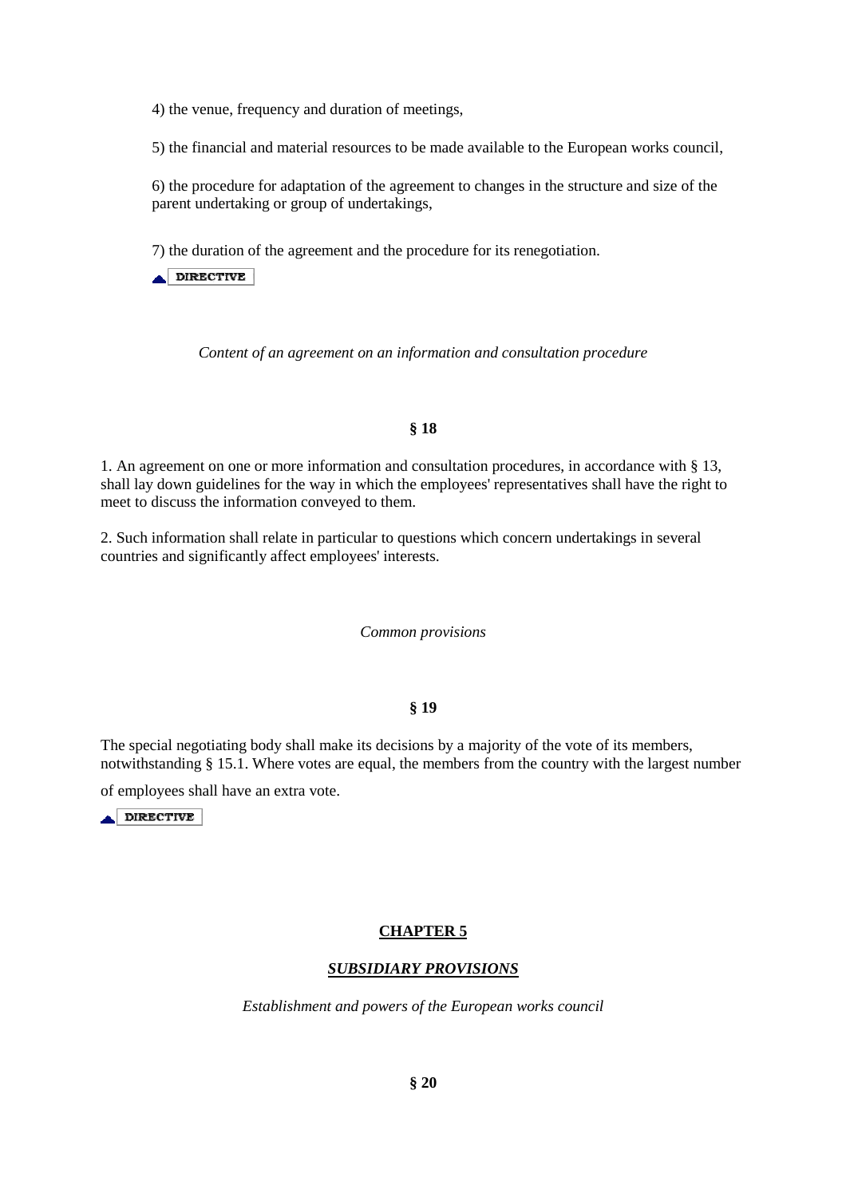4) the venue, frequency and duration of meetings,

5) the financial and material resources to be made available to the European works council,

6) the procedure for adaptation of the agreement to changes in the structure and size of the parent undertaking or group of undertakings,

7) the duration of the agreement and the procedure for its renegotiation.

DIRECTIVE

*Content of an agreement on an information and consultation procedure*

**§ 18**

1. An agreement on one or more information and consultation procedures, in accordance with § 13, shall lay down guidelines for the way in which the employees' representatives shall have the right to meet to discuss the information conveyed to them.

2. Such information shall relate in particular to questions which concern undertakings in several countries and significantly affect employees' interests.

*Common provisions*

**§ 19**

The special negotiating body shall make its decisions by a majority of the vote of its members, notwithstanding § 15.1. Where votes are equal, the members from the country with the largest number of employees shall have an extra vote.

DIRECTIVE

## CHAPTER 5

### *SUBSIDIARY PROVISIONS*

*Establishment and powers of the European works council*

**§ 20**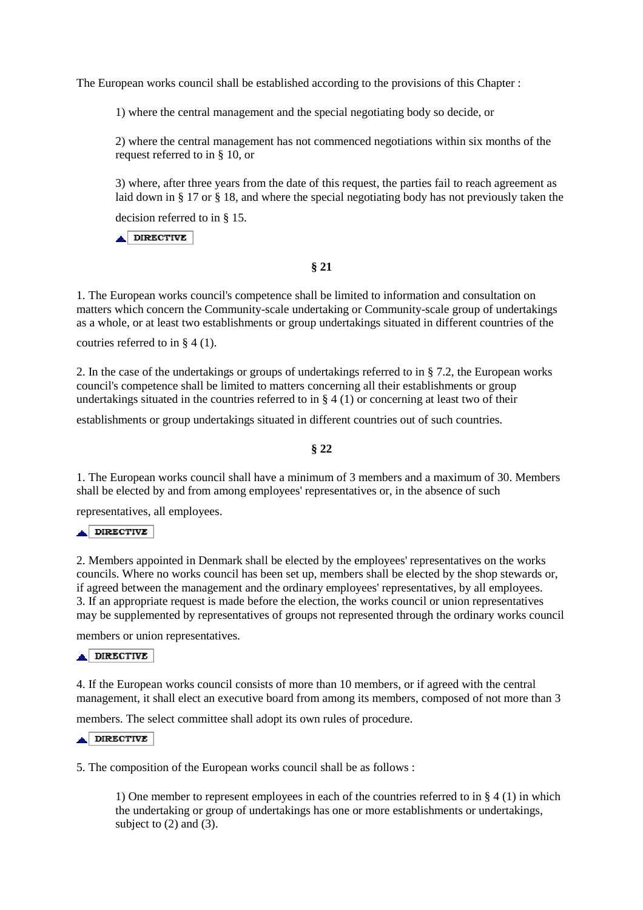The European works council shall be established according to the provisions of this Chapter :

1) where the central management and the special negotiating body so decide, or

2) where the central management has not commenced negotiations within six months of the request referred to in § 10, or

3) where, after three years from the date of this request, the parties fail to reach agreement as laid down in § 17 or § 18, and where the special negotiating body has not previously taken the decision referred to in § 15.

DIRECTIVE

**§ 21**

1. The European works council's competence shall be limited to information and consultation on matters which concern the Community-scale undertaking or Community-scale group of undertakings as a whole, or at least two establishments or group undertakings situated in different countries of the coutries referred to in § 4 (1).

2. In the case of the undertakings or groups of undertakings referred to in § 7.2, the European works council's competence shall be limited to matters concerning all their establishments or group undertakings situated in the countries referred to in § 4 (1) or concerning at least two of their establishments or group undertakings situated in different countries out of such countries.

**§ 22**

1. The European works council shall have a minimum of 3 members and a maximum of 30. Members shall be elected by and from among employees' representatives or, in the absence of such representatives, all employees.

DIRECTIVE

2. Members appointed in Denmark shall be elected by the employees' representatives on the works councils. Where no works council has been set up, members shall be elected by the shop stewards or, if agreed between the management and the ordinary employees' representatives, by all employees.
3. If an appropriate request is made before the election, the works council or union representatives may be supplemented by representatives of groups not represented through the ordinary works council members or union representatives.

DIRECTIVE

4. If the European works council consists of more than 10 members, or if agreed with the central management, it shall elect an executive board from among its members, composed of not more than 3 members. The select committee shall adopt its own rules of procedure.

DIRECTIVE

5. The composition of the European works council shall be as follows :

1) One member to represent employees in each of the countries referred to in § 4 (1) in which the undertaking or group of undertakings has one or more establishments or undertakings, subject to (2) and (3).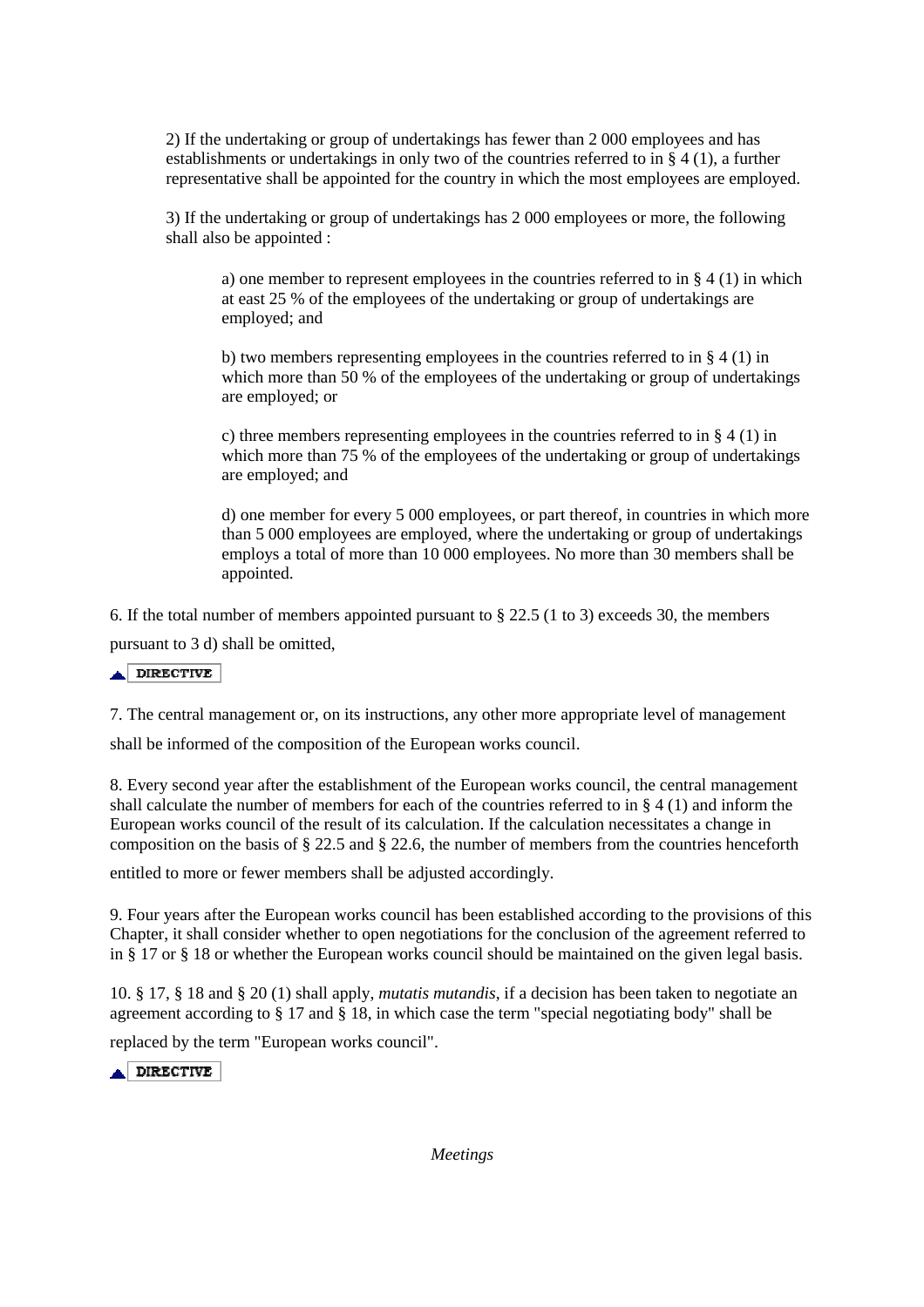2) If the undertaking or group of undertakings has fewer than 2 000 employees and has establishments or undertakings in only two of the countries referred to in § 4 (1), a further representative shall be appointed for the country in which the most employees are employed.

3) If the undertaking or group of undertakings has 2 000 employees or more, the following shall also be appointed :

a) one member to represent employees in the countries referred to in § 4 (1) in which at east 25 % of the employees of the undertaking or group of undertakings are employed; and

b) two members representing employees in the countries referred to in § 4 (1) in which more than 50 % of the employees of the undertaking or group of undertakings are employed; or

c) three members representing employees in the countries referred to in § 4 (1) in which more than 75 % of the employees of the undertaking or group of undertakings are employed; and

d) one member for every 5 000 employees, or part thereof, in countries in which more than 5 000 employees are employed, where the undertaking or group of undertakings employs a total of more than 10 000 employees. No more than 30 members shall be appointed.

6. If the total number of members appointed pursuant to § 22.5 (1 to 3) exceeds 30, the members pursuant to 3 d) shall be omitted,

DIRECTIVE

7. The central management or, on its instructions, any other more appropriate level of management shall be informed of the composition of the European works council.

8. Every second year after the establishment of the European works council, the central management shall calculate the number of members for each of the countries referred to in § 4 (1) and inform the European works council of the result of its calculation. If the calculation necessitates a change in composition on the basis of § 22.5 and § 22.6, the number of members from the countries henceforth entitled to more or fewer members shall be adjusted accordingly.

9. Four years after the European works council has been established according to the provisions of this Chapter, it shall consider whether to open negotiations for the conclusion of the agreement referred to in § 17 or § 18 or whether the European works council should be maintained on the given legal basis.

10. § 17, § 18 and § 20 (1) shall apply, *mutatis mutandis*, if a decision has been taken to negotiate an agreement according to § 17 and § 18, in which case the term "special negotiating body" shall be replaced by the term "European works council".

DIRECTIVE

*Meetings*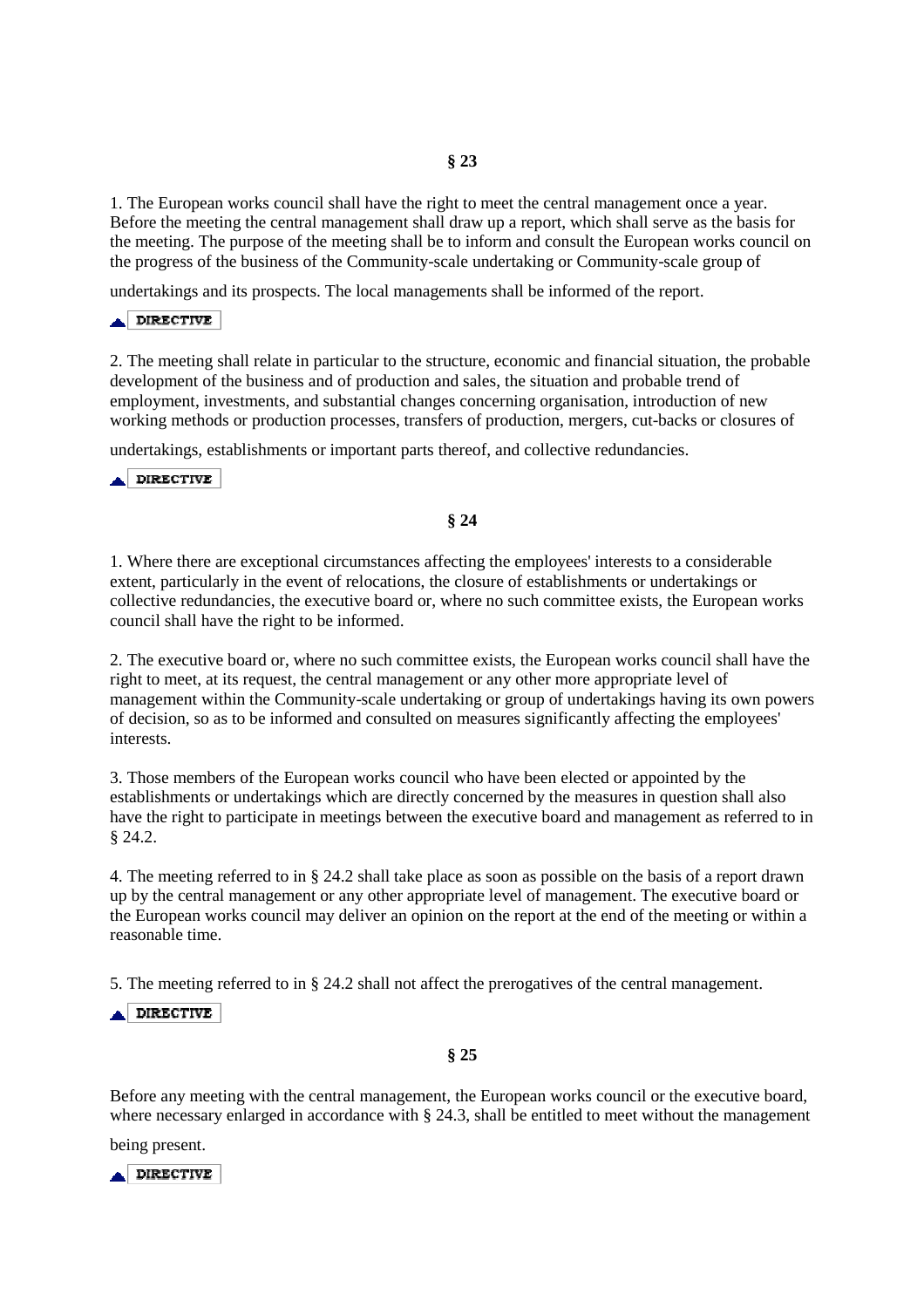**§ 23**

1. The European works council shall have the right to meet the central management once a year. Before the meeting the central management shall draw up a report, which shall serve as the basis for the meeting. The purpose of the meeting shall be to inform and consult the European works council on the progress of the business of the Community-scale undertaking or Community-scale group of undertakings and its prospects. The local managements shall be informed of the report.

DIRECTIVE

2. The meeting shall relate in particular to the structure, economic and financial situation, the probable development of the business and of production and sales, the situation and probable trend of employment, investments, and substantial changes concerning organisation, introduction of new working methods or production processes, transfers of production, mergers, cut-backs or closures of undertakings, establishments or important parts thereof, and collective redundancies.

DIRECTIVE

**§ 24**

1. Where there are exceptional circumstances affecting the employees' interests to a considerable extent, particularly in the event of relocations, the closure of establishments or undertakings or collective redundancies, the executive board or, where no such committee exists, the European works council shall have the right to be informed.

2. The executive board or, where no such committee exists, the European works council shall have the right to meet, at its request, the central management or any other more appropriate level of management within the Community-scale undertaking or group of undertakings having its own powers of decision, so as to be informed and consulted on measures significantly affecting the employees' interests.

3. Those members of the European works council who have been elected or appointed by the establishments or undertakings which are directly concerned by the measures in question shall also have the right to participate in meetings between the executive board and management as referred to in § 24.2.

4. The meeting referred to in § 24.2 shall take place as soon as possible on the basis of a report drawn up by the central management or any other appropriate level of management. The executive board or the European works council may deliver an opinion on the report at the end of the meeting or within a reasonable time.

5. The meeting referred to in § 24.2 shall not affect the prerogatives of the central management.

DIRECTIVE

**§ 25**

Before any meeting with the central management, the European works council or the executive board, where necessary enlarged in accordance with § 24.3, shall be entitled to meet without the management being present.

DIRECTIVE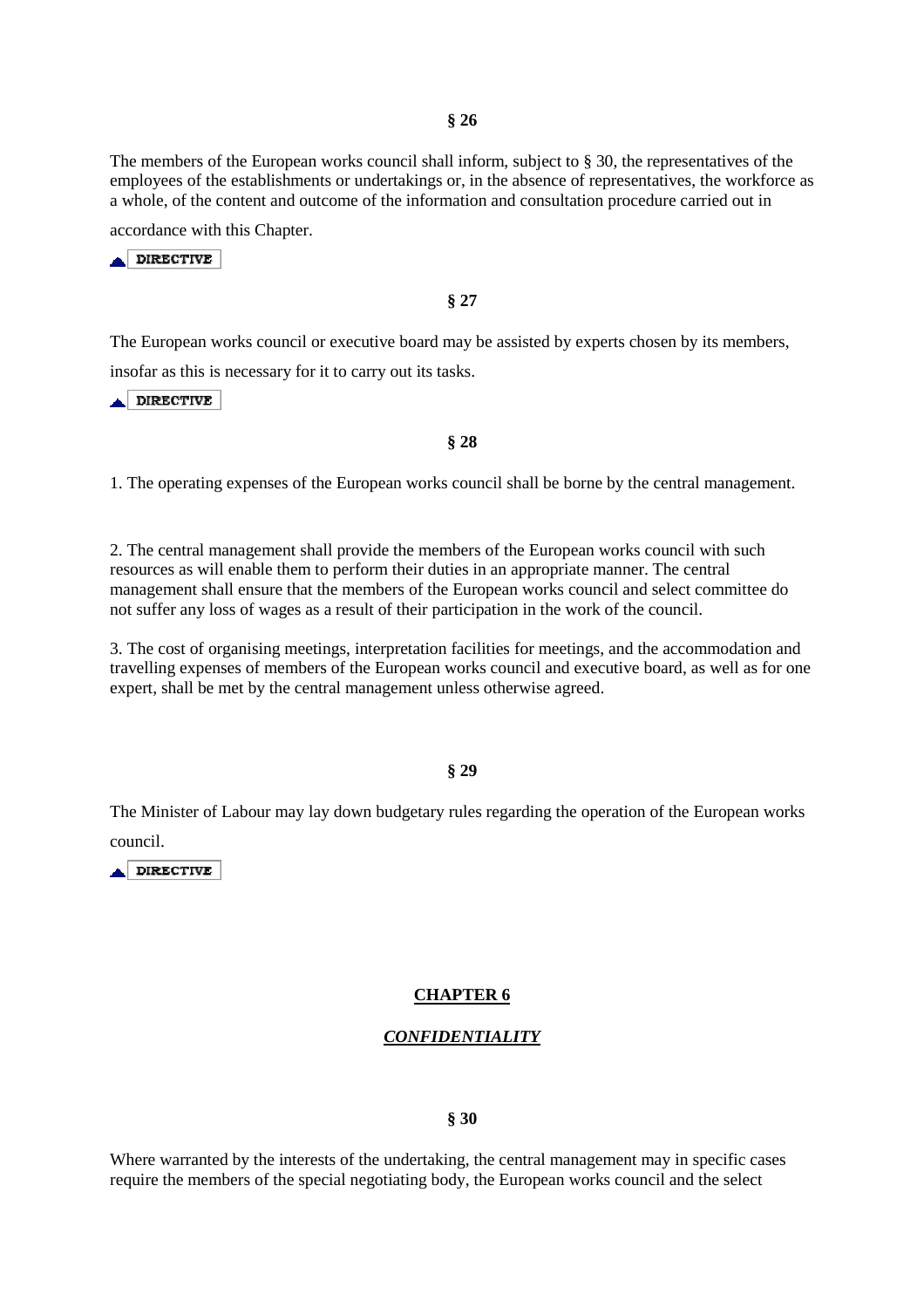**§ 26**

The members of the European works council shall inform, subject to § 30, the representatives of the employees of the establishments or undertakings or, in the absence of representatives, the workforce as a whole, of the content and outcome of the information and consultation procedure carried out in accordance with this Chapter.

DIRECTIVE

**§ 27**

The European works council or executive board may be assisted by experts chosen by its members, insofar as this is necessary for it to carry out its tasks.

DIRECTIVE

**§ 28**

1. The operating expenses of the European works council shall be borne by the central management.

2. The central management shall provide the members of the European works council with such resources as will enable them to perform their duties in an appropriate manner. The central management shall ensure that the members of the European works council and select committee do not suffer any loss of wages as a result of their participation in the work of the council.

3. The cost of organising meetings, interpretation facilities for meetings, and the accommodation and travelling expenses of members of the European works council and executive board, as well as for one expert, shall be met by the central management unless otherwise agreed.

**§ 29**

The Minister of Labour may lay down budgetary rules regarding the operation of the European works council.

DIRECTIVE

## CHAPTER 6

### *CONFIDENTIALITY*

**§ 30**

Where warranted by the interests of the undertaking, the central management may in specific cases require the members of the special negotiating body, the European works council and the select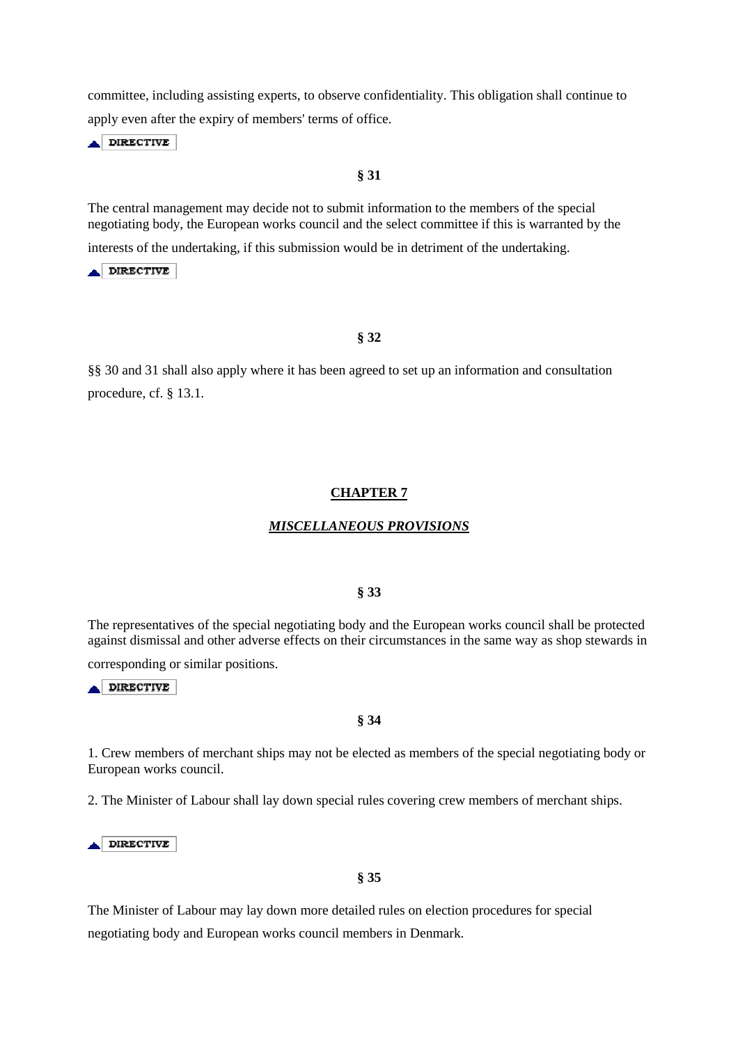committee, including assisting experts, to observe confidentiality. This obligation shall continue to apply even after the expiry of members' terms of office.

DIRECTIVE

**§ 31**

The central management may decide not to submit information to the members of the special negotiating body, the European works council and the select committee if this is warranted by the interests of the undertaking, if this submission would be in detriment of the undertaking.

DIRECTIVE

**§ 32**

§§ 30 and 31 shall also apply where it has been agreed to set up an information and consultation procedure, cf. § 13.1.

## CHAPTER 7

### *MISCELLANEOUS PROVISIONS*

**§ 33**

The representatives of the special negotiating body and the European works council shall be protected against dismissal and other adverse effects on their circumstances in the same way as shop stewards in corresponding or similar positions.

DIRECTIVE

**§ 34**

1. Crew members of merchant ships may not be elected as members of the special negotiating body or European works council.

2. The Minister of Labour shall lay down special rules covering crew members of merchant ships.

DIRECTIVE

**§ 35**

The Minister of Labour may lay down more detailed rules on election procedures for special negotiating body and European works council members in Denmark.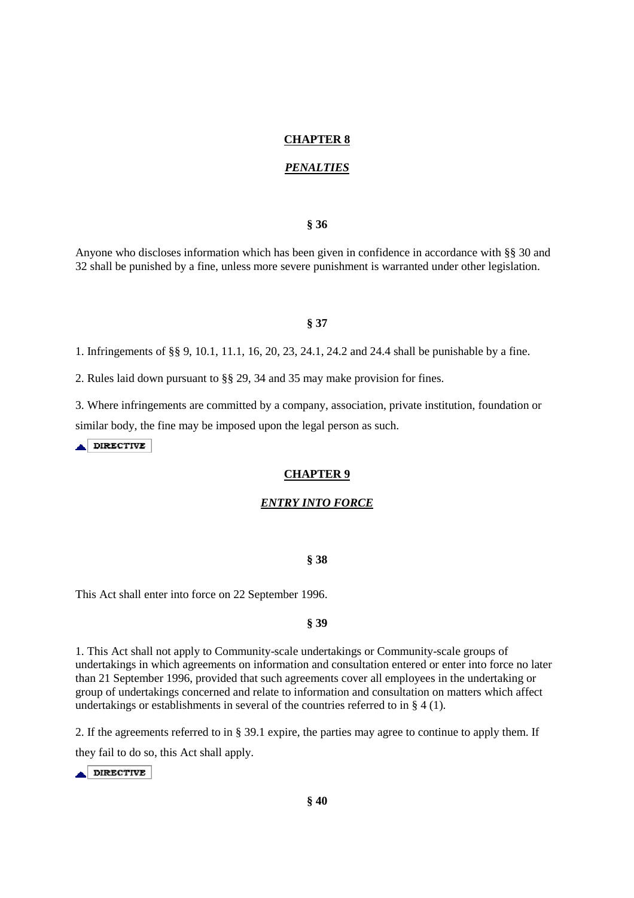## **CHAPTER 8**

### ***PENALTIES***

**§ 36**

Anyone who discloses information which has been given in confidence in accordance with §§ 30 and 32 shall be punished by a fine, unless more severe punishment is warranted under other legislation.

**§ 37**

1. Infringements of §§ 9, 10.1, 11.1, 16, 20, 23, 24.1, 24.2 and 24.4 shall be punishable by a fine.

2. Rules laid down pursuant to §§ 29, 34 and 35 may make provision for fines.

3. Where infringements are committed by a company, association, private institution, foundation or similar body, the fine may be imposed upon the legal person as such.

DIRECTIVE

## **CHAPTER 9**

### ***ENTRY INTO FORCE***

**§ 38**

This Act shall enter into force on 22 September 1996.

**§ 39**

1. This Act shall not apply to Community-scale undertakings or Community-scale groups of undertakings in which agreements on information and consultation entered or enter into force no later than 21 September 1996, provided that such agreements cover all employees in the undertaking or group of undertakings concerned and relate to information and consultation on matters which affect undertakings or establishments in several of the countries referred to in § 4 (1).

2. If the agreements referred to in § 39.1 expire, the parties may agree to continue to apply them. If they fail to do so, this Act shall apply.

DIRECTIVE

**§ 40**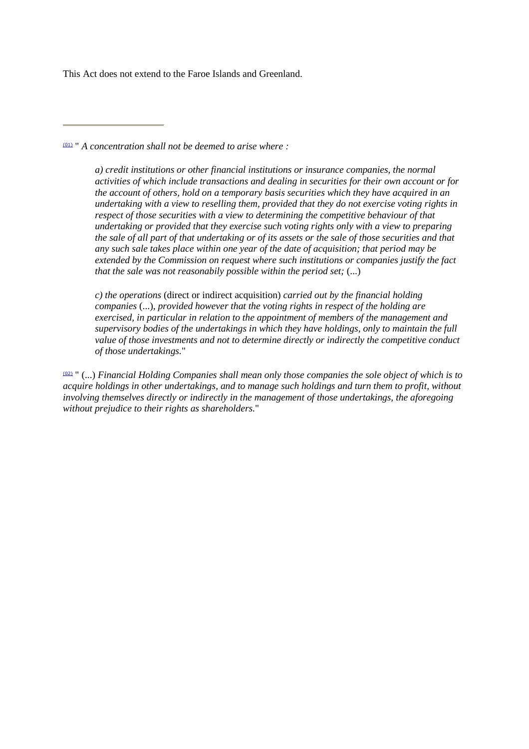This Act does not extend to the Faroe Islands and Greenland.

---

(01) " *A concentration shall not be deemed to arise where :*

> *a) credit institutions or other financial institutions or insurance companies, the normal activities of which include transactions and dealing in securities for their own account or for the account of others, hold on a temporary basis securities which they have acquired in an undertaking with a view to reselling them, provided that they do not exercise voting rights in respect of those securities with a view to determining the competitive behaviour of that undertaking or provided that they exercise such voting rights only with a view to preparing the sale of all part of that undertaking or of its assets or the sale of those securities and that any such sale takes place within one year of the date of acquisition; that period may be extended by the Commission on request where such institutions or companies justify the fact that the sale was not reasonabily possible within the period set;* (...)
>
> *c) the operations* (direct or indirect acquisition) *carried out by the financial holding companies* (...)*, provided however that the voting rights in respect of the holding are exercised, in particular in relation to the appointment of members of the management and supervisory bodies of the undertakings in which they have holdings, only to maintain the full value of those investments and not to determine directly or indirectly the competitive conduct of those undertakings.*"

(02) " (...) *Financial Holding Companies shall mean only those companies the sole object of which is to acquire holdings in other undertakings, and to manage such holdings and turn them to profit, without involving themselves directly or indirectly in the management of those undertakings, the aforegoing without prejudice to their rights as shareholders.*"